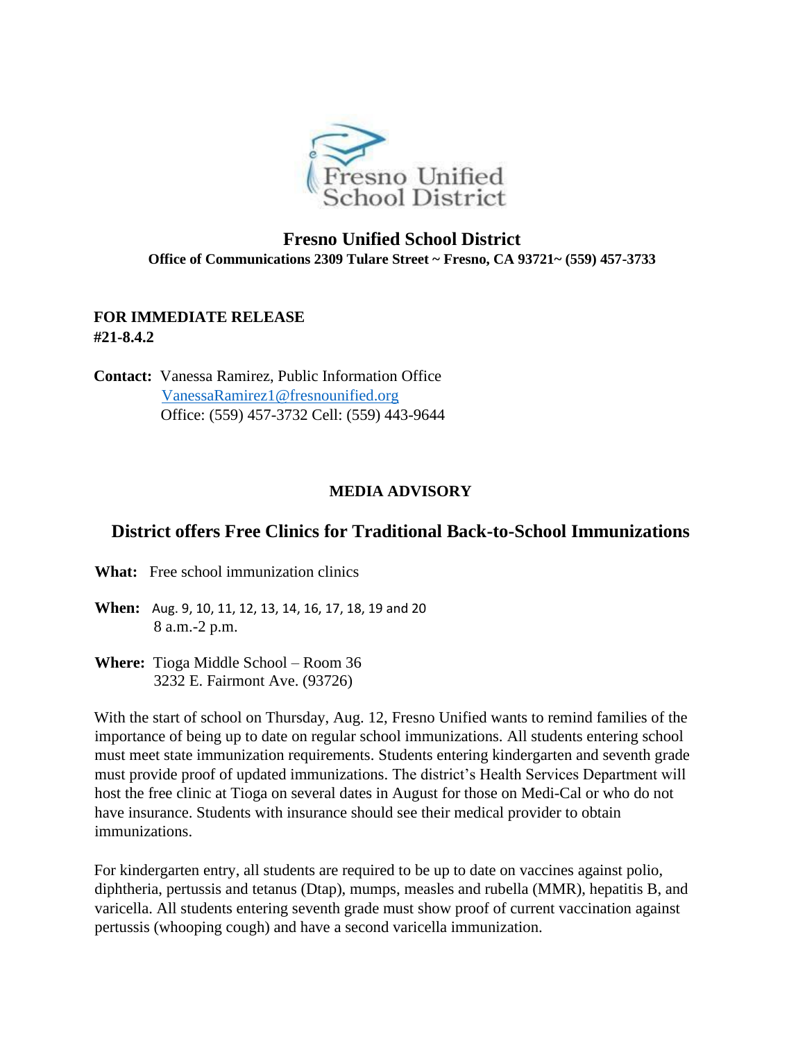# Fresno Unified School District

**Office of Communications 2309 Tulare Street ~ Fresno, CA 93721~ (559) 457-3733**

**FOR IMMEDIATE RELEASE**
**#21-8.4.2**

**Contact:** Vanessa Ramirez, Public Information Office
VanessaRamirez1@fresnounified.org
Office: (559) 457-3732 Cell: (559) 443-9644

**MEDIA ADVISORY**

## District offers Free Clinics for Traditional Back-to-School Immunizations

**What:** Free school immunization clinics

**When:** Aug. 9, 10, 11, 12, 13, 14, 16, 17, 18, 19 and 20
8 a.m.-2 p.m.

**Where:** Tioga Middle School – Room 36
3232 E. Fairmont Ave. (93726)

With the start of school on Thursday, Aug. 12, Fresno Unified wants to remind families of the importance of being up to date on regular school immunizations. All students entering school must meet state immunization requirements. Students entering kindergarten and seventh grade must provide proof of updated immunizations. The district's Health Services Department will host the free clinic at Tioga on several dates in August for those on Medi-Cal or who do not have insurance. Students with insurance should see their medical provider to obtain immunizations.

For kindergarten entry, all students are required to be up to date on vaccines against polio, diphtheria, pertussis and tetanus (Dtap), mumps, measles and rubella (MMR), hepatitis B, and varicella. All students entering seventh grade must show proof of current vaccination against pertussis (whooping cough) and have a second varicella immunization.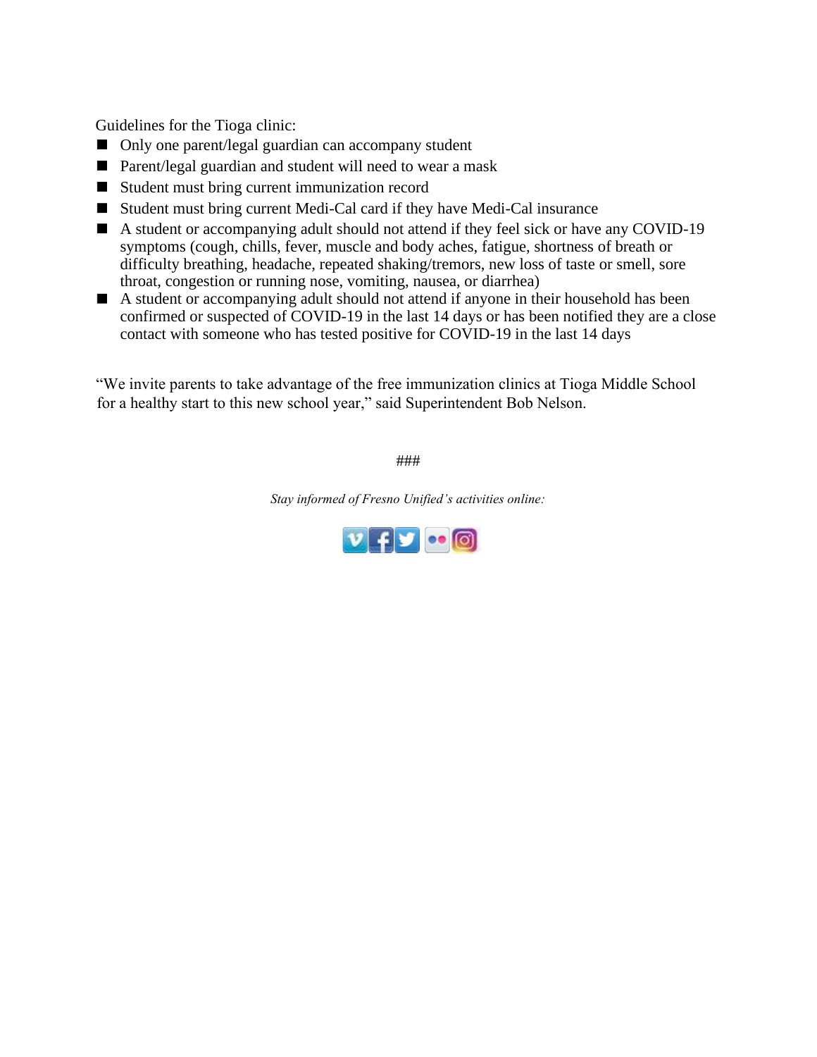Guidelines for the Tioga clinic:

- Only one parent/legal guardian can accompany student
- Parent/legal guardian and student will need to wear a mask
- Student must bring current immunization record
- Student must bring current Medi-Cal card if they have Medi-Cal insurance
- A student or accompanying adult should not attend if they feel sick or have any COVID-19 symptoms (cough, chills, fever, muscle and body aches, fatigue, shortness of breath or difficulty breathing, headache, repeated shaking/tremors, new loss of taste or smell, sore throat, congestion or running nose, vomiting, nausea, or diarrhea)
- A student or accompanying adult should not attend if anyone in their household has been confirmed or suspected of COVID-19 in the last 14 days or has been notified they are a close contact with someone who has tested positive for COVID-19 in the last 14 days

"We invite parents to take advantage of the free immunization clinics at Tioga Middle School for a healthy start to this new school year," said Superintendent Bob Nelson.

###

*Stay informed of Fresno Unified's activities online:*